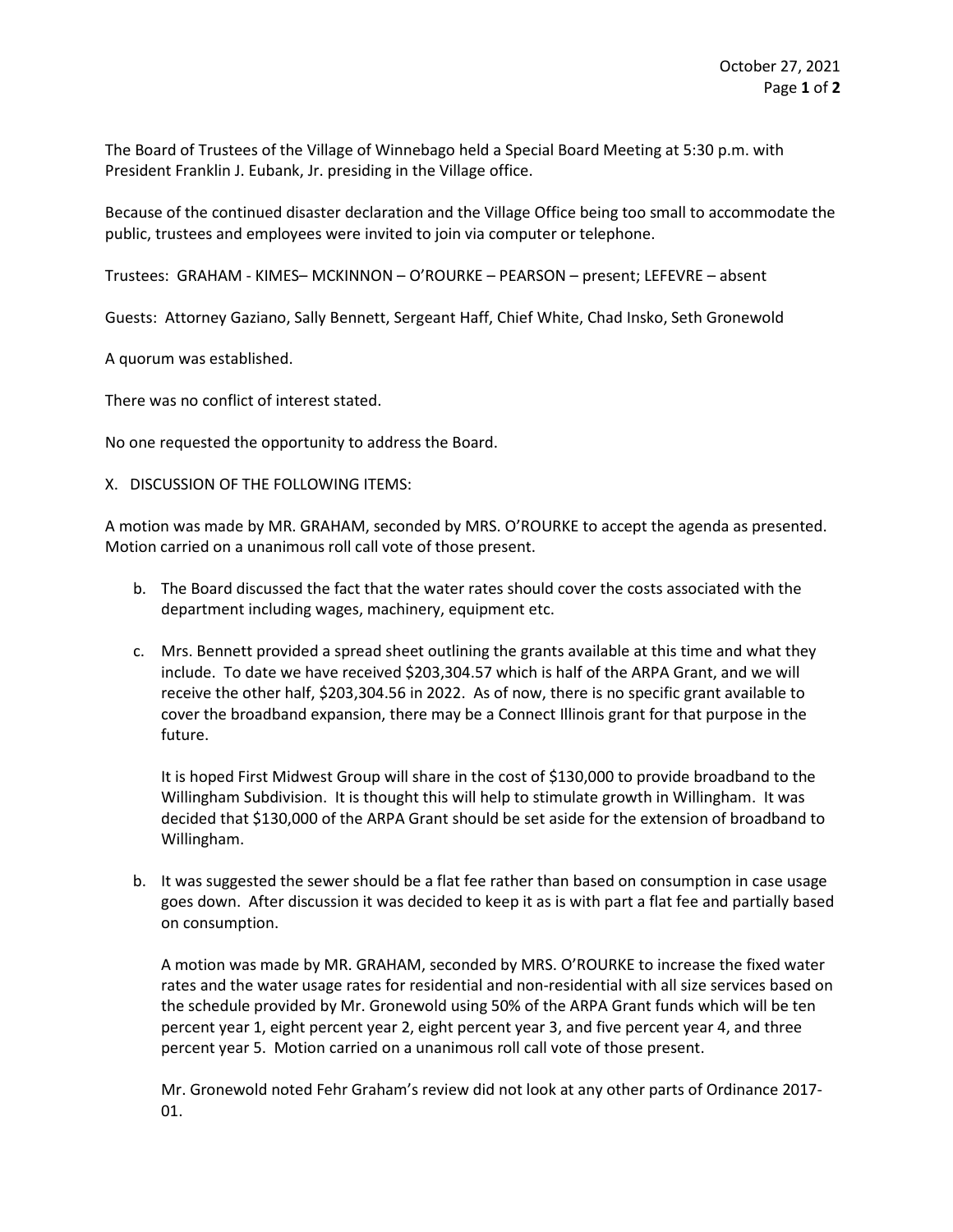October 27, 2021

The Board of Trustees of the Village of Winnebago held a Special Board Meeting at 5:30 p.m. with President Franklin J. Eubank, Jr. presiding in the Village office.

Because of the continued disaster declaration and the Village Office being too small to accommodate the public, trustees and employees were invited to join via computer or telephone.

Trustees: GRAHAM - KIMES– MCKINNON – O'ROURKE – PEARSON – present; LEFEVRE – absent

Guests: Attorney Gaziano, Sally Bennett, Sergeant Haff, Chief White, Chad Insko, Seth Gronewold

A quorum was established.

There was no conflict of interest stated.

No one requested the opportunity to address the Board.

X. DISCUSSION OF THE FOLLOWING ITEMS:

A motion was made by MR. GRAHAM, seconded by MRS. O'ROURKE to accept the agenda as presented. Motion carried on a unanimous roll call vote of those present.

b. The Board discussed the fact that the water rates should cover the costs associated with the department including wages, machinery, equipment etc.

c. Mrs. Bennett provided a spread sheet outlining the grants available at this time and what they include. To date we have received $203,304.57 which is half of the ARPA Grant, and we will receive the other half, $203,304.56 in 2022. As of now, there is no specific grant available to cover the broadband expansion, there may be a Connect Illinois grant for that purpose in the future.

   It is hoped First Midwest Group will share in the cost of $130,000 to provide broadband to the Willingham Subdivision. It is thought this will help to stimulate growth in Willingham. It was decided that $130,000 of the ARPA Grant should be set aside for the extension of broadband to Willingham.

b. It was suggested the sewer should be a flat fee rather than based on consumption in case usage goes down. After discussion it was decided to keep it as is with part a flat fee and partially based on consumption.

   A motion was made by MR. GRAHAM, seconded by MRS. O'ROURKE to increase the fixed water rates and the water usage rates for residential and non-residential with all size services based on the schedule provided by Mr. Gronewold using 50% of the ARPA Grant funds which will be ten percent year 1, eight percent year 2, eight percent year 3, and five percent year 4, and three percent year 5. Motion carried on a unanimous roll call vote of those present.

   Mr. Gronewold noted Fehr Graham's review did not look at any other parts of Ordinance 2017-01.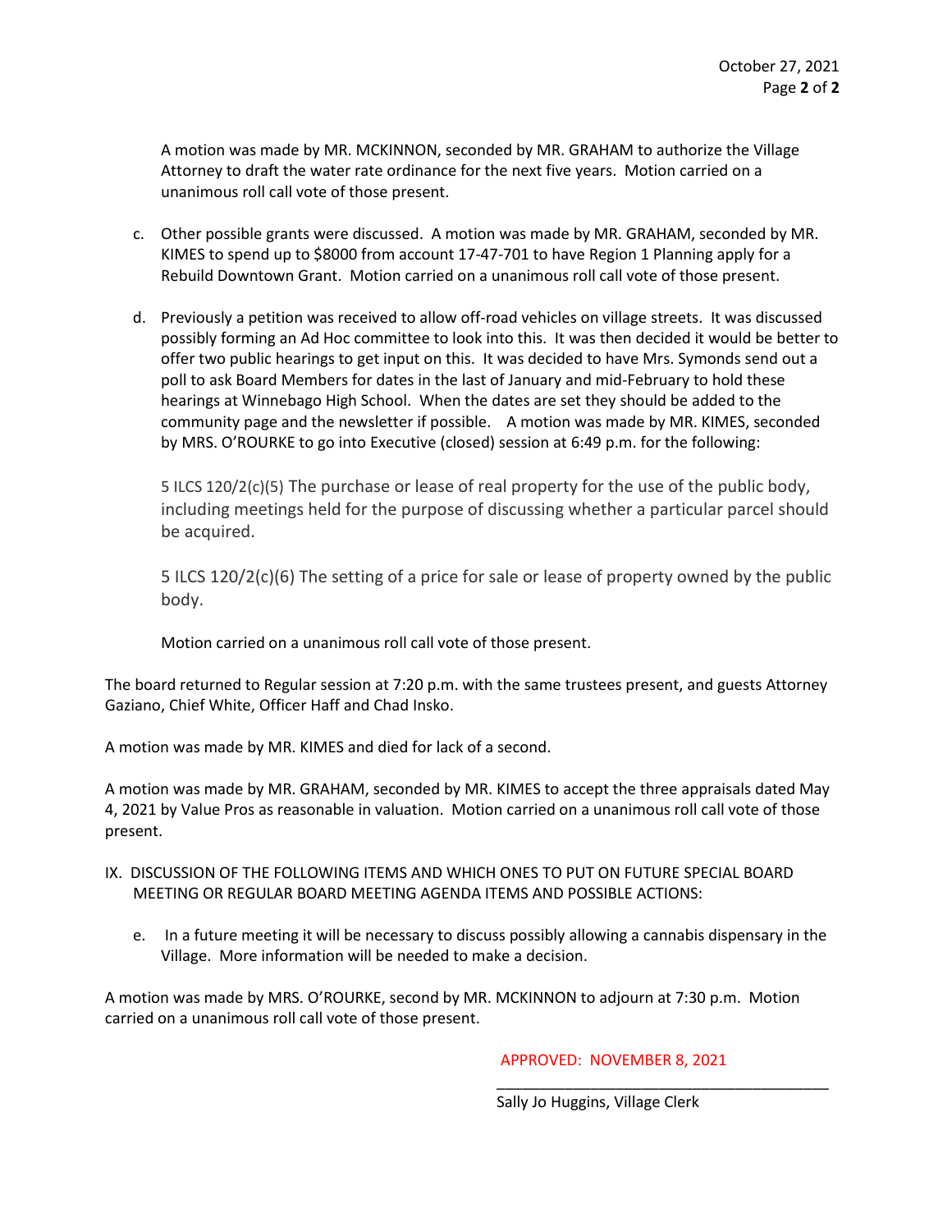A motion was made by MR. MCKINNON, seconded by MR. GRAHAM to authorize the Village Attorney to draft the water rate ordinance for the next five years. Motion carried on a unanimous roll call vote of those present.

c. Other possible grants were discussed. A motion was made by MR. GRAHAM, seconded by MR. KIMES to spend up to $8000 from account 17-47-701 to have Region 1 Planning apply for a Rebuild Downtown Grant. Motion carried on a unanimous roll call vote of those present.

d. Previously a petition was received to allow off-road vehicles on village streets. It was discussed possibly forming an Ad Hoc committee to look into this. It was then decided it would be better to offer two public hearings to get input on this. It was decided to have Mrs. Symonds send out a poll to ask Board Members for dates in the last of January and mid-February to hold these hearings at Winnebago High School. When the dates are set they should be added to the community page and the newsletter if possible. A motion was made by MR. KIMES, seconded by MRS. O'ROURKE to go into Executive (closed) session at 6:49 p.m. for the following:

   5 ILCS 120/2(c)(5) The purchase or lease of real property for the use of the public body, including meetings held for the purpose of discussing whether a particular parcel should be acquired.

   5 ILCS 120/2(c)(6) The setting of a price for sale or lease of property owned by the public body.

   Motion carried on a unanimous roll call vote of those present.

The board returned to Regular session at 7:20 p.m. with the same trustees present, and guests Attorney Gaziano, Chief White, Officer Haff and Chad Insko.

A motion was made by MR. KIMES and died for lack of a second.

A motion was made by MR. GRAHAM, seconded by MR. KIMES to accept the three appraisals dated May 4, 2021 by Value Pros as reasonable in valuation. Motion carried on a unanimous roll call vote of those present.

IX. DISCUSSION OF THE FOLLOWING ITEMS AND WHICH ONES TO PUT ON FUTURE SPECIAL BOARD MEETING OR REGULAR BOARD MEETING AGENDA ITEMS AND POSSIBLE ACTIONS:

e. In a future meeting it will be necessary to discuss possibly allowing a cannabis dispensary in the Village. More information will be needed to make a decision.

A motion was made by MRS. O'ROURKE, second by MR. MCKINNON to adjourn at 7:30 p.m. Motion carried on a unanimous roll call vote of those present.

APPROVED: NOVEMBER 8, 2021

\_\_\_\_\_\_\_\_\_\_\_\_\_\_\_\_\_\_\_\_\_\_\_\_\_\_\_\_\_\_\_\_\_\_\_\_\_\_\_\_

Sally Jo Huggins, Village Clerk